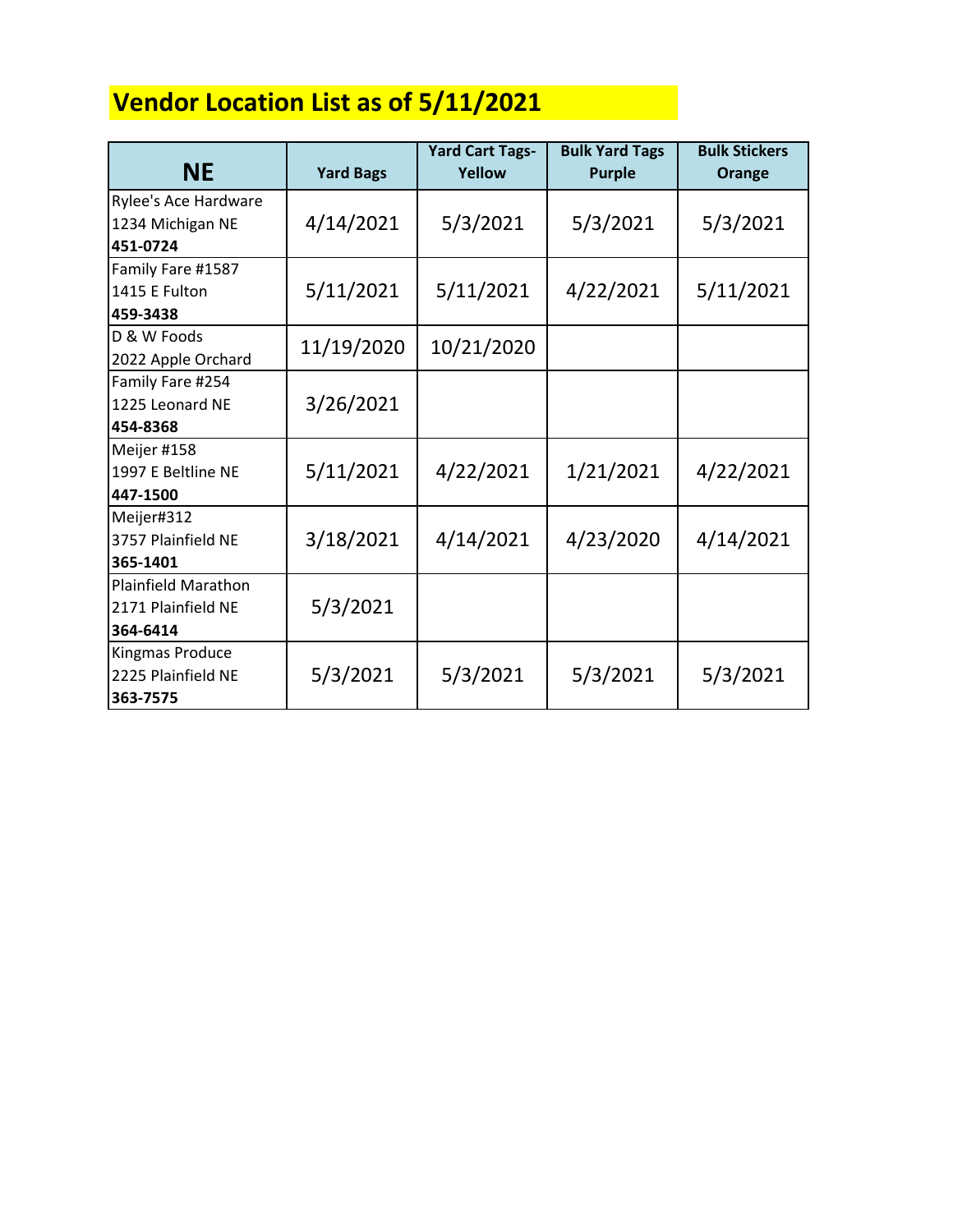# Vendor Location List as of 5/11/2021

| NE | Yard Bags | Yard Cart Tags-Yellow | Bulk Yard Tags Purple | Bulk Stickers Orange |
|---|---|---|---|---|
| Rylee's Ace Hardware<br>1234 Michigan NE<br>**451-0724** | 4/14/2021 | 5/3/2021 | 5/3/2021 | 5/3/2021 |
| Family Fare #1587<br>1415 E Fulton<br>**459-3438** | 5/11/2021 | 5/11/2021 | 4/22/2021 | 5/11/2021 |
| D & W Foods<br>2022 Apple Orchard | 11/19/2020 | 10/21/2020 | | |
| Family Fare #254<br>1225 Leonard NE<br>**454-8368** | 3/26/2021 | | | |
| Meijer #158<br>1997 E Beltline NE<br>**447-1500** | 5/11/2021 | 4/22/2021 | 1/21/2021 | 4/22/2021 |
| Meijer#312<br>3757 Plainfield NE<br>**365-1401** | 3/18/2021 | 4/14/2021 | 4/23/2020 | 4/14/2021 |
| Plainfield Marathon<br>2171 Plainfield NE<br>**364-6414** | 5/3/2021 | | | |
| Kingmas Produce<br>2225 Plainfield NE<br>**363-7575** | 5/3/2021 | 5/3/2021 | 5/3/2021 | 5/3/2021 |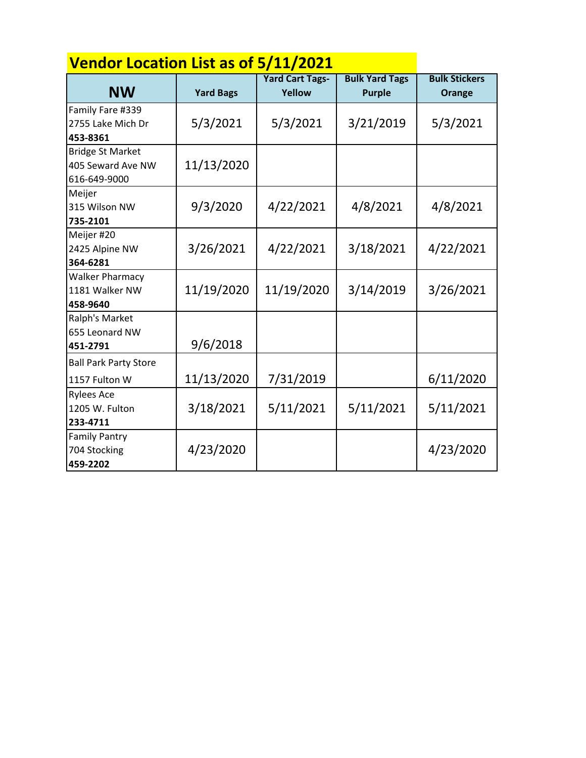# Vendor Location List as of 5/11/2021

| NW | Yard Bags | Yard Cart Tags-Yellow | Bulk Yard Tags Purple | Bulk Stickers Orange |
|---|---|---|---|---|
| Family Fare #339<br>2755 Lake Mich Dr<br>**453-8361** | 5/3/2021 | 5/3/2021 | 3/21/2019 | 5/3/2021 |
| Bridge St Market<br>405 Seward Ave NW<br>616-649-9000 | 11/13/2020 | | | |
| Meijer<br>315 Wilson NW<br>**735-2101** | 9/3/2020 | 4/22/2021 | 4/8/2021 | 4/8/2021 |
| Meijer #20<br>2425 Alpine NW<br>**364-6281** | 3/26/2021 | 4/22/2021 | 3/18/2021 | 4/22/2021 |
| Walker Pharmacy<br>1181 Walker NW<br>**458-9640** | 11/19/2020 | 11/19/2020 | 3/14/2019 | 3/26/2021 |
| Ralph's Market<br>655 Leonard NW<br>**451-2791** | 9/6/2018 | | | |
| Ball Park Party Store<br>1157 Fulton W | 11/13/2020 | 7/31/2019 | | 6/11/2020 |
| Rylees Ace<br>1205 W. Fulton<br>**233-4711** | 3/18/2021 | 5/11/2021 | 5/11/2021 | 5/11/2021 |
| Family Pantry<br>704 Stocking<br>**459-2202** | 4/23/2020 | | | 4/23/2020 |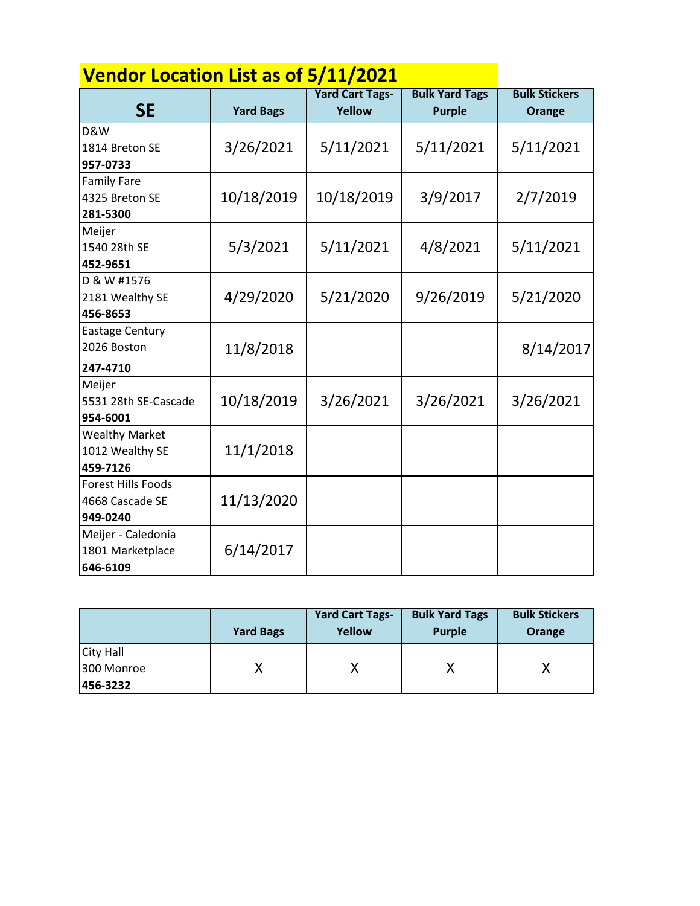# Vendor Location List as of 5/11/2021

| SE | Yard Bags | Yard Cart Tags-Yellow | Bulk Yard Tags Purple | Bulk Stickers Orange |
|---|---|---|---|---|
| D&W<br>1814 Breton SE<br>**957-0733** | 3/26/2021 | 5/11/2021 | 5/11/2021 | 5/11/2021 |
| Family Fare<br>4325 Breton SE<br>**281-5300** | 10/18/2019 | 10/18/2019 | 3/9/2017 | 2/7/2019 |
| Meijer<br>1540 28th SE<br>**452-9651** | 5/3/2021 | 5/11/2021 | 4/8/2021 | 5/11/2021 |
| D & W #1576<br>2181 Wealthy SE<br>**456-8653** | 4/29/2020 | 5/21/2020 | 9/26/2019 | 5/21/2020 |
| Eastage Century<br>2026 Boston<br>**247-4710** | 11/8/2018 | | | 8/14/2017 |
| Meijer<br>5531 28th SE-Cascade<br>**954-6001** | 10/18/2019 | 3/26/2021 | 3/26/2021 | 3/26/2021 |
| Wealthy Market<br>1012 Wealthy SE<br>**459-7126** | 11/1/2018 | | | |
| Forest Hills Foods<br>4668 Cascade SE<br>**949-0240** | 11/13/2020 | | | |
| Meijer - Caledonia<br>1801 Marketplace<br>**646-6109** | 6/14/2017 | | | |

| | Yard Bags | Yard Cart Tags-Yellow | Bulk Yard Tags Purple | Bulk Stickers Orange |
|---|---|---|---|---|
| City Hall<br>300 Monroe<br>**456-3232** | X | X | X | X |